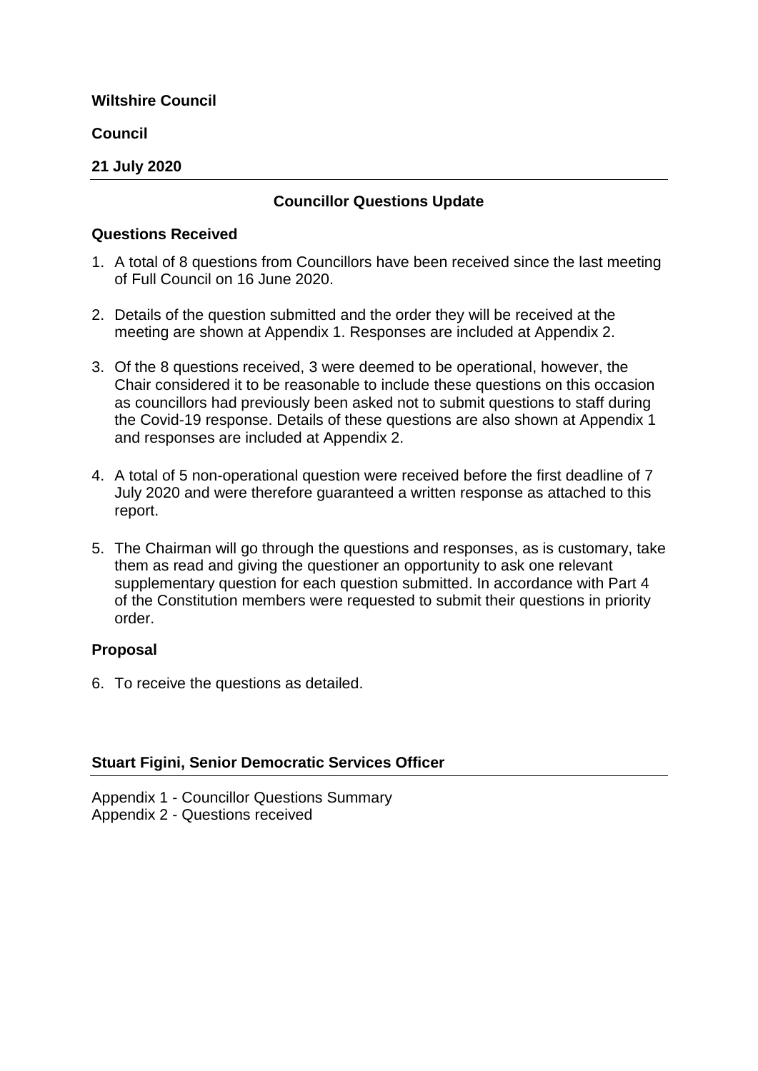**Wiltshire Council**

**Council**

**21 July 2020**

---

**Councillor Questions Update**

**Questions Received**

1. A total of 8 questions from Councillors have been received since the last meeting of Full Council on 16 June 2020.

2. Details of the question submitted and the order they will be received at the meeting are shown at Appendix 1. Responses are included at Appendix 2.

3. Of the 8 questions received, 3 were deemed to be operational, however, the Chair considered it to be reasonable to include these questions on this occasion as councillors had previously been asked not to submit questions to staff during the Covid-19 response. Details of these questions are also shown at Appendix 1 and responses are included at Appendix 2.

4. A total of 5 non-operational question were received before the first deadline of 7 July 2020 and were therefore guaranteed a written response as attached to this report.

5. The Chairman will go through the questions and responses, as is customary, take them as read and giving the questioner an opportunity to ask one relevant supplementary question for each question submitted. In accordance with Part 4 of the Constitution members were requested to submit their questions in priority order.

**Proposal**

6. To receive the questions as detailed.

**Stuart Figini, Senior Democratic Services Officer**

---

Appendix 1 - Councillor Questions Summary
Appendix 2 - Questions received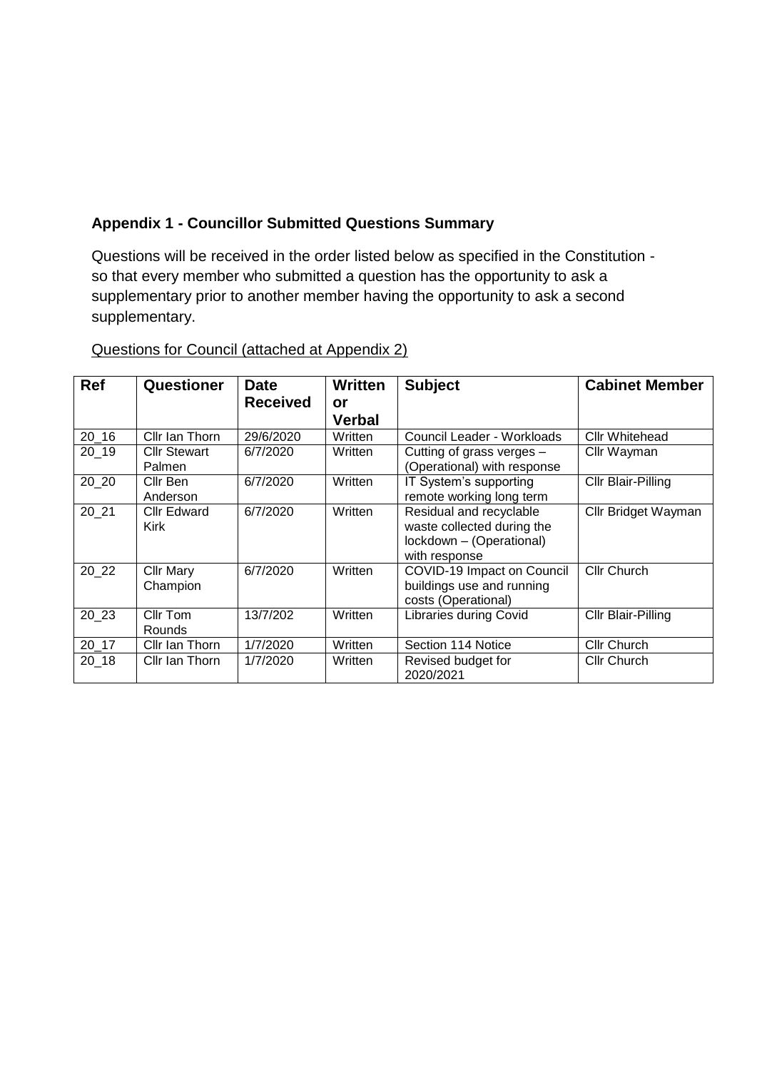**Appendix 1 - Councillor Submitted Questions Summary**

Questions will be received in the order listed below as specified in the Constitution - so that every member who submitted a question has the opportunity to ask a supplementary prior to another member having the opportunity to ask a second supplementary.

Questions for Council (attached at Appendix 2)

| Ref | Questioner | Date Received | Written or Verbal | Subject | Cabinet Member |
|---|---|---|---|---|---|
| 20_16 | Cllr Ian Thorn | 29/6/2020 | Written | Council Leader - Workloads | Cllr Whitehead |
| 20_19 | Cllr Stewart Palmen | 6/7/2020 | Written | Cutting of grass verges – (Operational) with response | Cllr Wayman |
| 20_20 | Cllr Ben Anderson | 6/7/2020 | Written | IT System's supporting remote working long term | Cllr Blair-Pilling |
| 20_21 | Cllr Edward Kirk | 6/7/2020 | Written | Residual and recyclable waste collected during the lockdown – (Operational) with response | Cllr Bridget Wayman |
| 20_22 | Cllr Mary Champion | 6/7/2020 | Written | COVID-19 Impact on Council buildings use and running costs (Operational) | Cllr Church |
| 20_23 | Cllr Tom Rounds | 13/7/202 | Written | Libraries during Covid | Cllr Blair-Pilling |
| 20_17 | Cllr Ian Thorn | 1/7/2020 | Written | Section 114 Notice | Cllr Church |
| 20_18 | Cllr Ian Thorn | 1/7/2020 | Written | Revised budget for 2020/2021 | Cllr Church |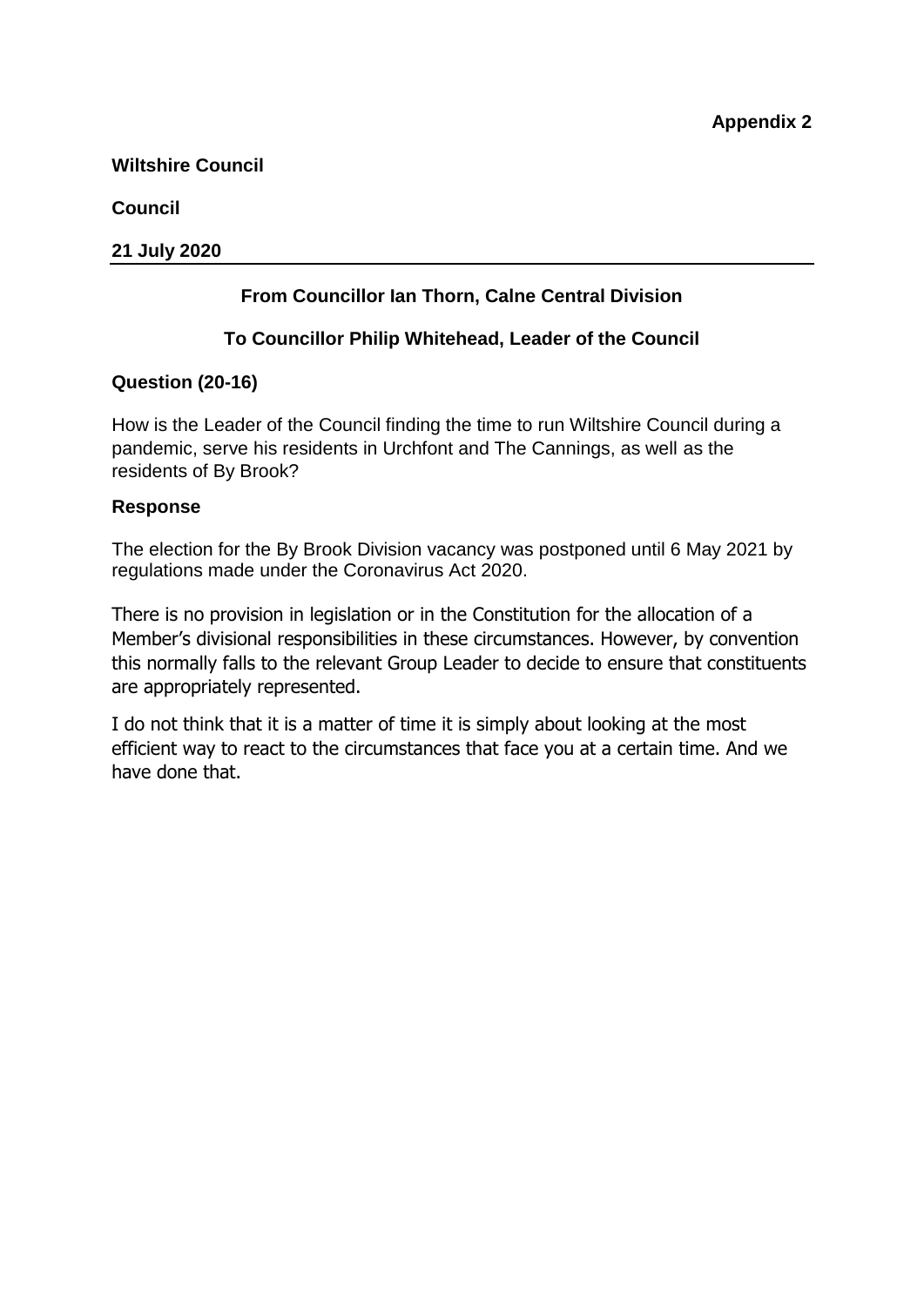**Appendix 2**

**Wiltshire Council**

**Council**

**21 July 2020**

---

**From Councillor Ian Thorn, Calne Central Division**

**To Councillor Philip Whitehead, Leader of the Council**

**Question (20-16)**

How is the Leader of the Council finding the time to run Wiltshire Council during a pandemic, serve his residents in Urchfont and The Cannings, as well as the residents of By Brook?

**Response**

The election for the By Brook Division vacancy was postponed until 6 May 2021 by regulations made under the Coronavirus Act 2020.

There is no provision in legislation or in the Constitution for the allocation of a Member's divisional responsibilities in these circumstances. However, by convention this normally falls to the relevant Group Leader to decide to ensure that constituents are appropriately represented.

I do not think that it is a matter of time it is simply about looking at the most efficient way to react to the circumstances that face you at a certain time. And we have done that.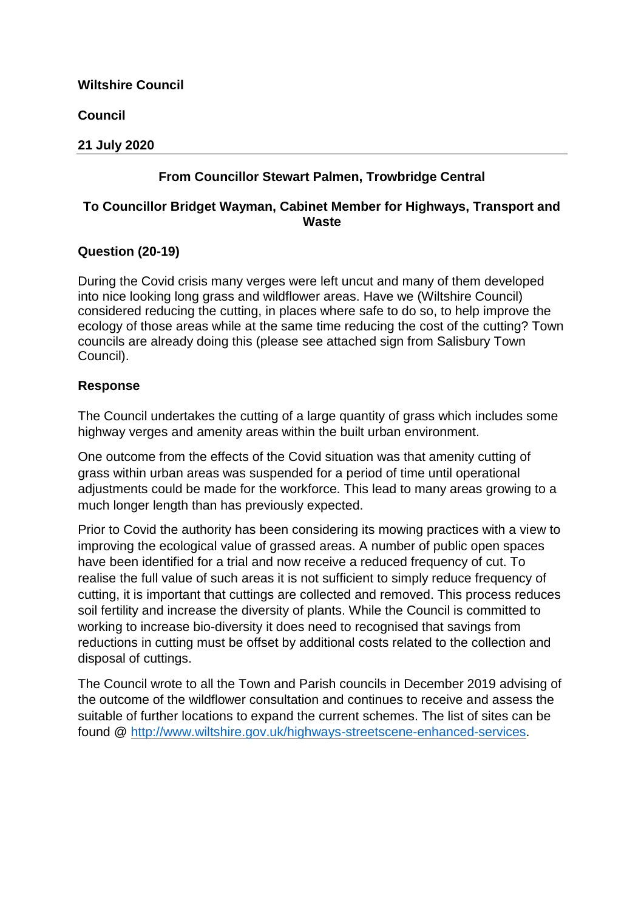**Wiltshire Council**

**Council**

**21 July 2020**

---

**From Councillor Stewart Palmen, Trowbridge Central**

**To Councillor Bridget Wayman, Cabinet Member for Highways, Transport and Waste**

**Question (20-19)**

During the Covid crisis many verges were left uncut and many of them developed into nice looking long grass and wildflower areas. Have we (Wiltshire Council) considered reducing the cutting, in places where safe to do so, to help improve the ecology of those areas while at the same time reducing the cost of the cutting? Town councils are already doing this (please see attached sign from Salisbury Town Council).

**Response**

The Council undertakes the cutting of a large quantity of grass which includes some highway verges and amenity areas within the built urban environment.

One outcome from the effects of the Covid situation was that amenity cutting of grass within urban areas was suspended for a period of time until operational adjustments could be made for the workforce. This lead to many areas growing to a much longer length than has previously expected.

Prior to Covid the authority has been considering its mowing practices with a view to improving the ecological value of grassed areas. A number of public open spaces have been identified for a trial and now receive a reduced frequency of cut. To realise the full value of such areas it is not sufficient to simply reduce frequency of cutting, it is important that cuttings are collected and removed. This process reduces soil fertility and increase the diversity of plants. While the Council is committed to working to increase bio-diversity it does need to recognised that savings from reductions in cutting must be offset by additional costs related to the collection and disposal of cuttings.

The Council wrote to all the Town and Parish councils in December 2019 advising of the outcome of the wildflower consultation and continues to receive and assess the suitable of further locations to expand the current schemes. The list of sites can be found @ [http://www.wiltshire.gov.uk/highways-streetscene-enhanced-services](http://www.wiltshire.gov.uk/highways-streetscene-enhanced-services).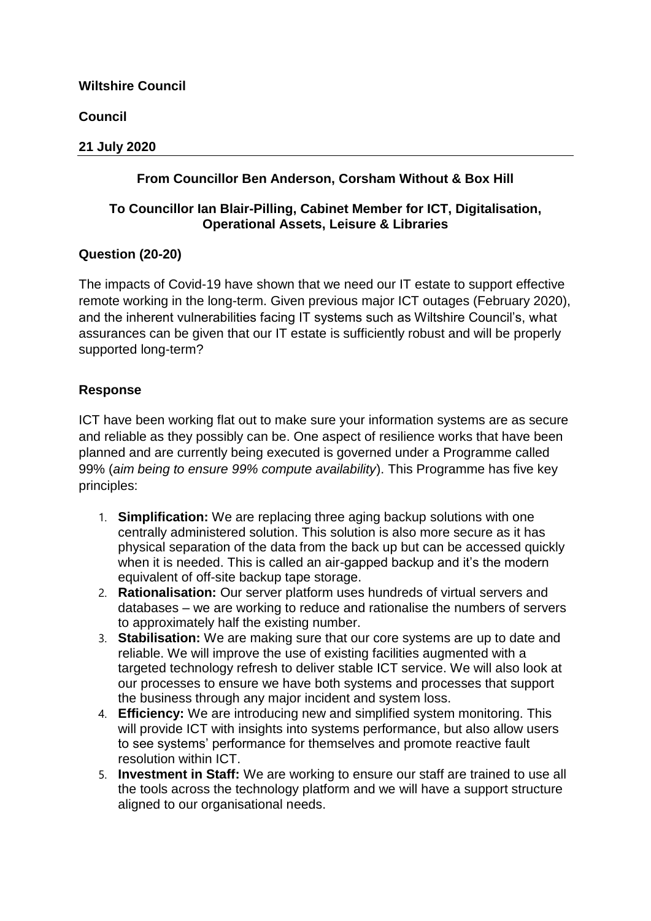**Wiltshire Council**

**Council**

**21 July 2020**

---

**From Councillor Ben Anderson, Corsham Without & Box Hill**

**To Councillor Ian Blair-Pilling, Cabinet Member for ICT, Digitalisation, Operational Assets, Leisure & Libraries**

**Question (20-20)**

The impacts of Covid-19 have shown that we need our IT estate to support effective remote working in the long-term. Given previous major ICT outages (February 2020), and the inherent vulnerabilities facing IT systems such as Wiltshire Council's, what assurances can be given that our IT estate is sufficiently robust and will be properly supported long-term?

**Response**

ICT have been working flat out to make sure your information systems are as secure and reliable as they possibly can be. One aspect of resilience works that have been planned and are currently being executed is governed under a Programme called 99% (*aim being to ensure 99% compute availability*). This Programme has five key principles:

1. **Simplification:** We are replacing three aging backup solutions with one centrally administered solution. This solution is also more secure as it has physical separation of the data from the back up but can be accessed quickly when it is needed. This is called an air-gapped backup and it's the modern equivalent of off-site backup tape storage.
2. **Rationalisation:** Our server platform uses hundreds of virtual servers and databases – we are working to reduce and rationalise the numbers of servers to approximately half the existing number.
3. **Stabilisation:** We are making sure that our core systems are up to date and reliable. We will improve the use of existing facilities augmented with a targeted technology refresh to deliver stable ICT service. We will also look at our processes to ensure we have both systems and processes that support the business through any major incident and system loss.
4. **Efficiency:** We are introducing new and simplified system monitoring. This will provide ICT with insights into systems performance, but also allow users to see systems' performance for themselves and promote reactive fault resolution within ICT.
5. **Investment in Staff:** We are working to ensure our staff are trained to use all the tools across the technology platform and we will have a support structure aligned to our organisational needs.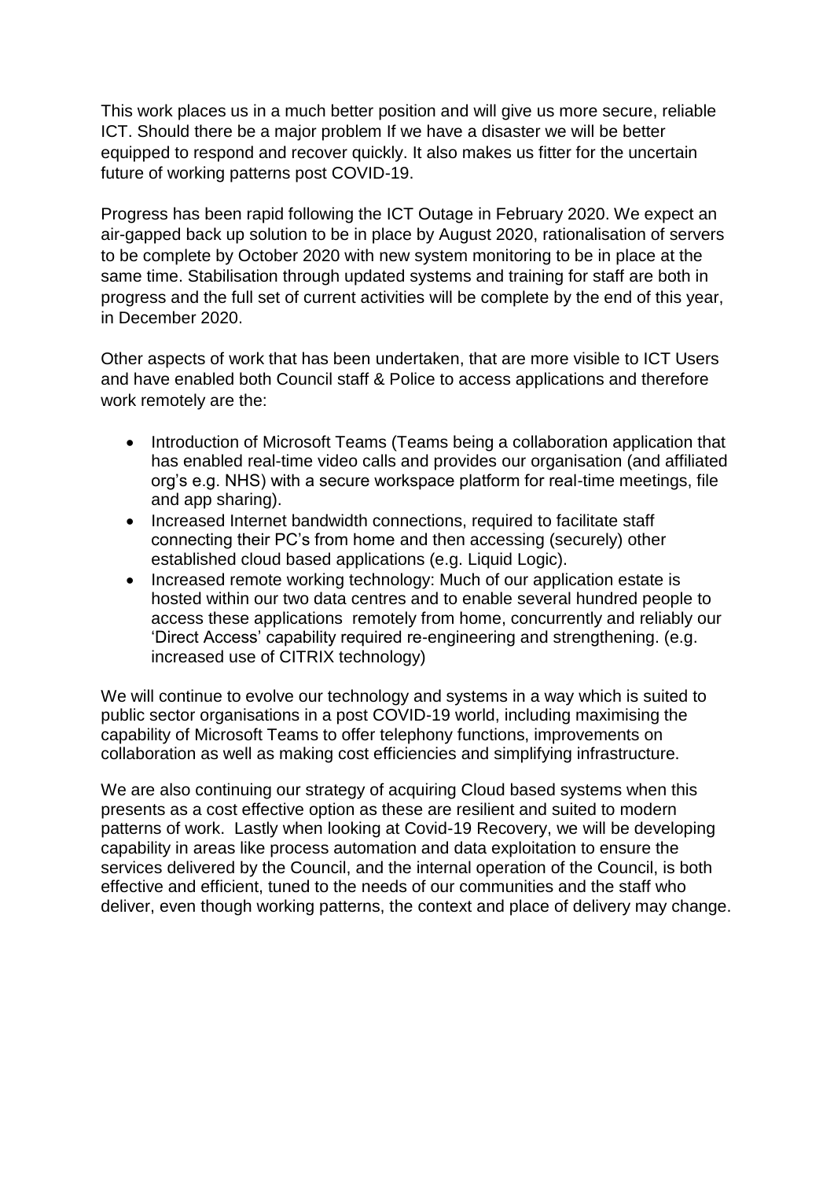This work places us in a much better position and will give us more secure, reliable ICT. Should there be a major problem If we have a disaster we will be better equipped to respond and recover quickly. It also makes us fitter for the uncertain future of working patterns post COVID-19.

Progress has been rapid following the ICT Outage in February 2020. We expect an air-gapped back up solution to be in place by August 2020, rationalisation of servers to be complete by October 2020 with new system monitoring to be in place at the same time. Stabilisation through updated systems and training for staff are both in progress and the full set of current activities will be complete by the end of this year, in December 2020.

Other aspects of work that has been undertaken, that are more visible to ICT Users and have enabled both Council staff & Police to access applications and therefore work remotely are the:

- Introduction of Microsoft Teams (Teams being a collaboration application that has enabled real-time video calls and provides our organisation (and affiliated org's e.g. NHS) with a secure workspace platform for real-time meetings, file and app sharing).
- Increased Internet bandwidth connections, required to facilitate staff connecting their PC's from home and then accessing (securely) other established cloud based applications (e.g. Liquid Logic).
- Increased remote working technology: Much of our application estate is hosted within our two data centres and to enable several hundred people to access these applications remotely from home, concurrently and reliably our 'Direct Access' capability required re-engineering and strengthening. (e.g. increased use of CITRIX technology)

We will continue to evolve our technology and systems in a way which is suited to public sector organisations in a post COVID-19 world, including maximising the capability of Microsoft Teams to offer telephony functions, improvements on collaboration as well as making cost efficiencies and simplifying infrastructure.

We are also continuing our strategy of acquiring Cloud based systems when this presents as a cost effective option as these are resilient and suited to modern patterns of work. Lastly when looking at Covid-19 Recovery, we will be developing capability in areas like process automation and data exploitation to ensure the services delivered by the Council, and the internal operation of the Council, is both effective and efficient, tuned to the needs of our communities and the staff who deliver, even though working patterns, the context and place of delivery may change.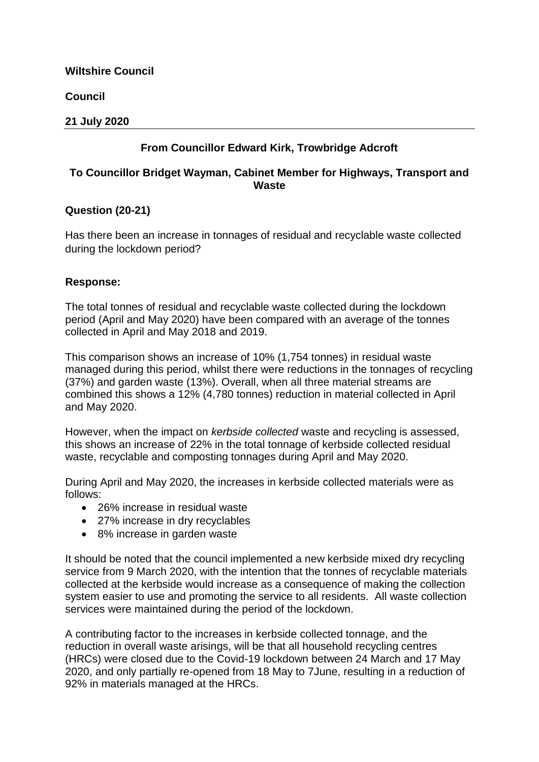**Wiltshire Council**

**Council**

**21 July 2020**

---

**From Councillor Edward Kirk, Trowbridge Adcroft**

**To Councillor Bridget Wayman, Cabinet Member for Highways, Transport and Waste**

**Question (20-21)**

Has there been an increase in tonnages of residual and recyclable waste collected during the lockdown period?

**Response:**

The total tonnes of residual and recyclable waste collected during the lockdown period (April and May 2020) have been compared with an average of the tonnes collected in April and May 2018 and 2019.

This comparison shows an increase of 10% (1,754 tonnes) in residual waste managed during this period, whilst there were reductions in the tonnages of recycling (37%) and garden waste (13%). Overall, when all three material streams are combined this shows a 12% (4,780 tonnes) reduction in material collected in April and May 2020.

However, when the impact on *kerbside collected* waste and recycling is assessed, this shows an increase of 22% in the total tonnage of kerbside collected residual waste, recyclable and composting tonnages during April and May 2020.

During April and May 2020, the increases in kerbside collected materials were as follows:

- 26% increase in residual waste
- 27% increase in dry recyclables
- 8% increase in garden waste

It should be noted that the council implemented a new kerbside mixed dry recycling service from 9 March 2020, with the intention that the tonnes of recyclable materials collected at the kerbside would increase as a consequence of making the collection system easier to use and promoting the service to all residents. All waste collection services were maintained during the period of the lockdown.

A contributing factor to the increases in kerbside collected tonnage, and the reduction in overall waste arisings, will be that all household recycling centres (HRCs) were closed due to the Covid-19 lockdown between 24 March and 17 May 2020, and only partially re-opened from 18 May to 7June, resulting in a reduction of 92% in materials managed at the HRCs.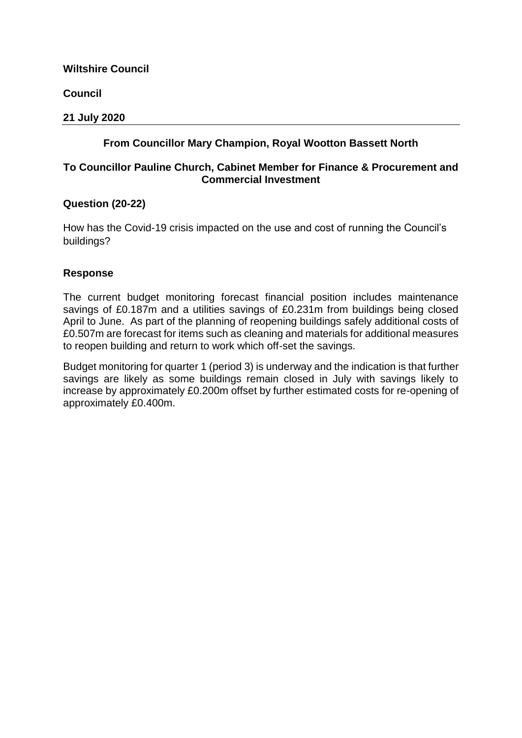**Wiltshire Council**

**Council**

**21 July 2020**

---

**From Councillor Mary Champion, Royal Wootton Bassett North**

**To Councillor Pauline Church, Cabinet Member for Finance & Procurement and Commercial Investment**

**Question (20-22)**

How has the Covid-19 crisis impacted on the use and cost of running the Council's buildings?

**Response**

The current budget monitoring forecast financial position includes maintenance savings of £0.187m and a utilities savings of £0.231m from buildings being closed April to June. As part of the planning of reopening buildings safely additional costs of £0.507m are forecast for items such as cleaning and materials for additional measures to reopen building and return to work which off-set the savings.

Budget monitoring for quarter 1 (period 3) is underway and the indication is that further savings are likely as some buildings remain closed in July with savings likely to increase by approximately £0.200m offset by further estimated costs for re-opening of approximately £0.400m.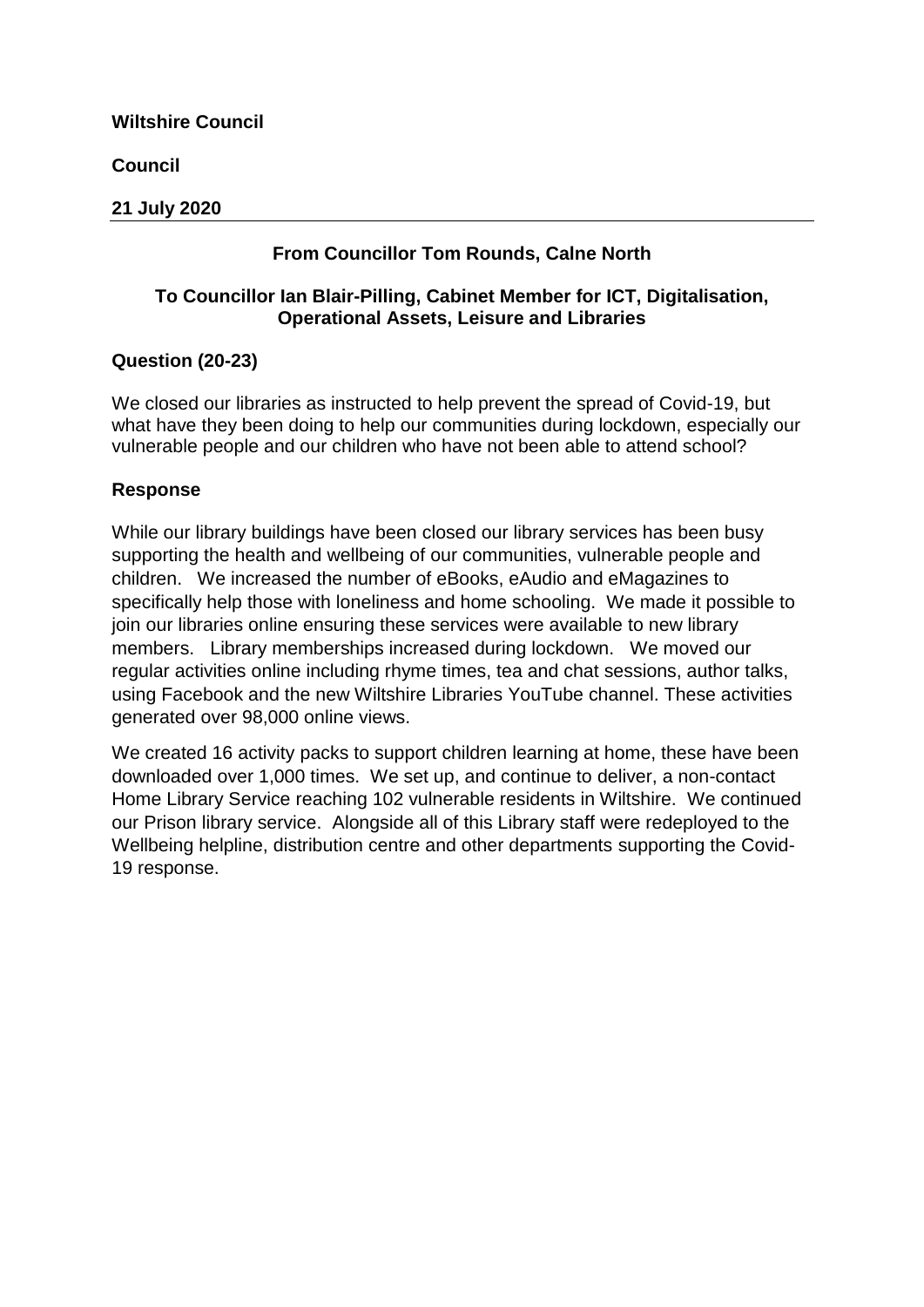**Wiltshire Council**

**Council**

**21 July 2020**

---

**From Councillor Tom Rounds, Calne North**

**To Councillor Ian Blair-Pilling, Cabinet Member for ICT, Digitalisation, Operational Assets, Leisure and Libraries**

**Question (20-23)**

We closed our libraries as instructed to help prevent the spread of Covid-19, but what have they been doing to help our communities during lockdown, especially our vulnerable people and our children who have not been able to attend school?

**Response**

While our library buildings have been closed our library services has been busy supporting the health and wellbeing of our communities, vulnerable people and children. We increased the number of eBooks, eAudio and eMagazines to specifically help those with loneliness and home schooling. We made it possible to join our libraries online ensuring these services were available to new library members. Library memberships increased during lockdown. We moved our regular activities online including rhyme times, tea and chat sessions, author talks, using Facebook and the new Wiltshire Libraries YouTube channel. These activities generated over 98,000 online views.

We created 16 activity packs to support children learning at home, these have been downloaded over 1,000 times. We set up, and continue to deliver, a non-contact Home Library Service reaching 102 vulnerable residents in Wiltshire. We continued our Prison library service. Alongside all of this Library staff were redeployed to the Wellbeing helpline, distribution centre and other departments supporting the Covid-19 response.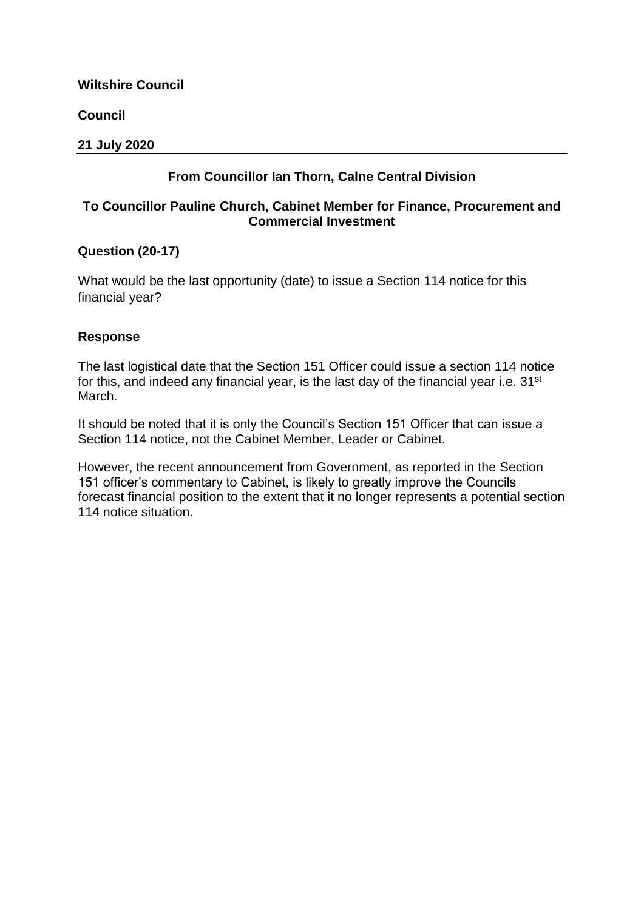**Wiltshire Council**

**Council**

**21 July 2020**

---

**From Councillor Ian Thorn, Calne Central Division**

**To Councillor Pauline Church, Cabinet Member for Finance, Procurement and Commercial Investment**

**Question (20-17)**

What would be the last opportunity (date) to issue a Section 114 notice for this financial year?

**Response**

The last logistical date that the Section 151 Officer could issue a section 114 notice for this, and indeed any financial year, is the last day of the financial year i.e. 31st March.

It should be noted that it is only the Council's Section 151 Officer that can issue a Section 114 notice, not the Cabinet Member, Leader or Cabinet.

However, the recent announcement from Government, as reported in the Section 151 officer's commentary to Cabinet, is likely to greatly improve the Councils forecast financial position to the extent that it no longer represents a potential section 114 notice situation.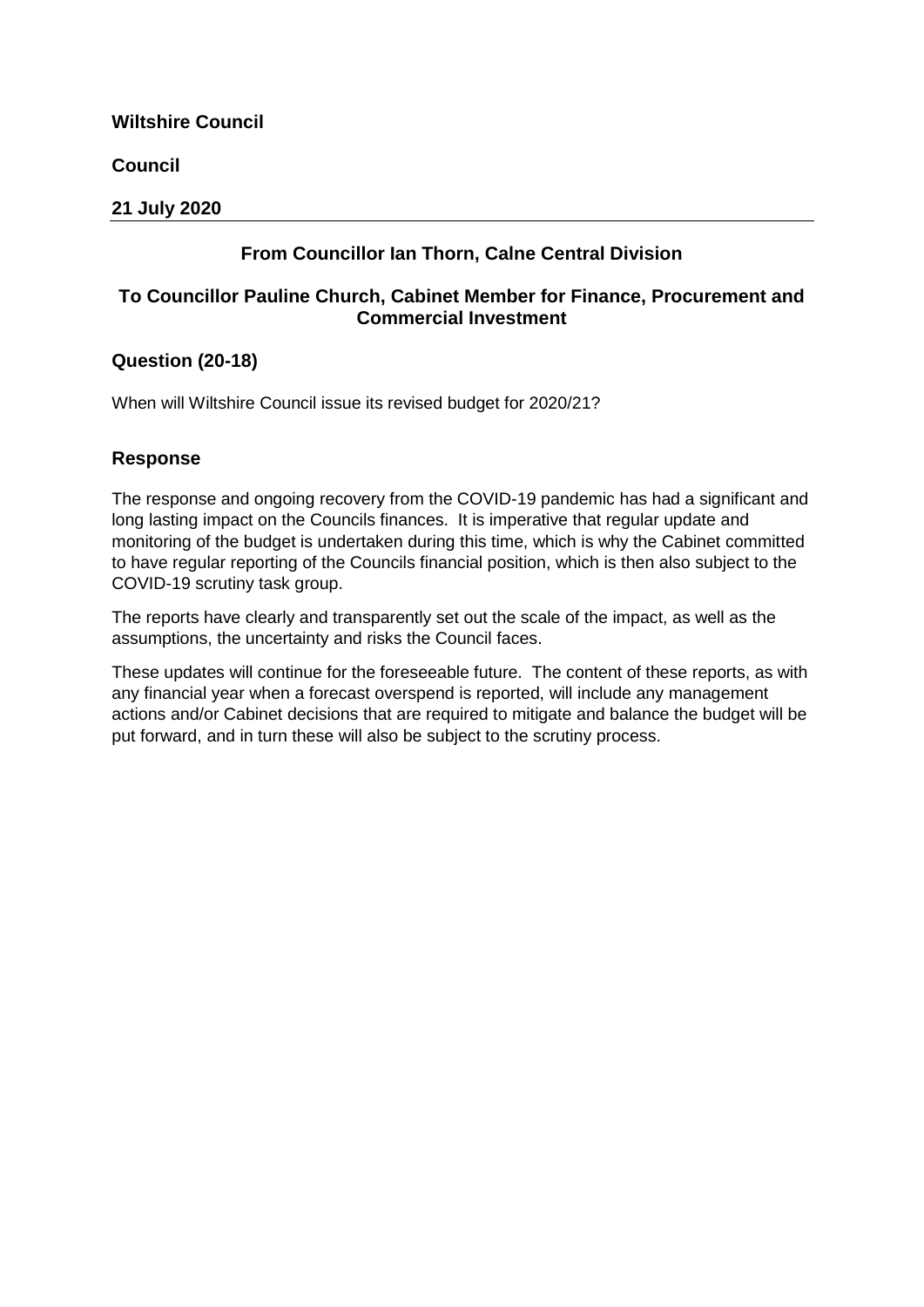**Wiltshire Council**

**Council**

**21 July 2020**

---

### From Councillor Ian Thorn, Calne Central Division

### To Councillor Pauline Church, Cabinet Member for Finance, Procurement and Commercial Investment

## Question (20-18)

When will Wiltshire Council issue its revised budget for 2020/21?

## Response

The response and ongoing recovery from the COVID-19 pandemic has had a significant and long lasting impact on the Councils finances. It is imperative that regular update and monitoring of the budget is undertaken during this time, which is why the Cabinet committed to have regular reporting of the Councils financial position, which is then also subject to the COVID-19 scrutiny task group.

The reports have clearly and transparently set out the scale of the impact, as well as the assumptions, the uncertainty and risks the Council faces.

These updates will continue for the foreseeable future. The content of these reports, as with any financial year when a forecast overspend is reported, will include any management actions and/or Cabinet decisions that are required to mitigate and balance the budget will be put forward, and in turn these will also be subject to the scrutiny process.